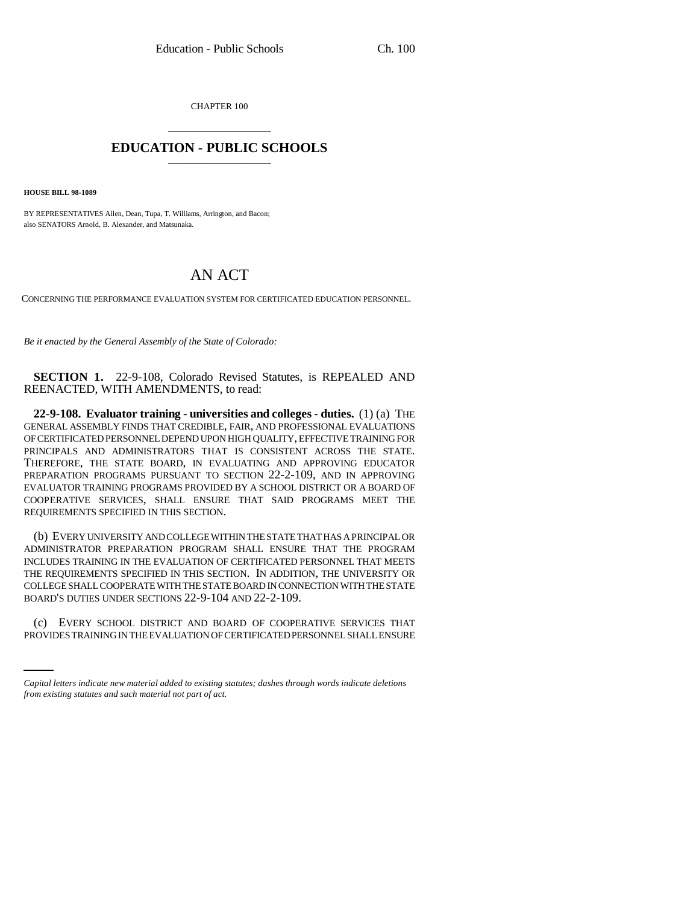CHAPTER 100

# EDUCATION - PUBLIC SCHOOLS

**HOUSE BILL 98-1089**

BY REPRESENTATIVES Allen, Dean, Tupa, T. Williams, Arrington, and Bacon;
also SENATORS Arnold, B. Alexander, and Matsunaka.

# AN ACT

CONCERNING THE PERFORMANCE EVALUATION SYSTEM FOR CERTIFICATED EDUCATION PERSONNEL.

*Be it enacted by the General Assembly of the State of Colorado:*

**SECTION 1.** 22-9-108, Colorado Revised Statutes, is REPEALED AND REENACTED, WITH AMENDMENTS, to read:

**22-9-108. Evaluator training - universities and colleges - duties.** (1) (a) THE GENERAL ASSEMBLY FINDS THAT CREDIBLE, FAIR, AND PROFESSIONAL EVALUATIONS OF CERTIFICATED PERSONNEL DEPEND UPON HIGH QUALITY, EFFECTIVE TRAINING FOR PRINCIPALS AND ADMINISTRATORS THAT IS CONSISTENT ACROSS THE STATE. THEREFORE, THE STATE BOARD, IN EVALUATING AND APPROVING EDUCATOR PREPARATION PROGRAMS PURSUANT TO SECTION 22-2-109, AND IN APPROVING EVALUATOR TRAINING PROGRAMS PROVIDED BY A SCHOOL DISTRICT OR A BOARD OF COOPERATIVE SERVICES, SHALL ENSURE THAT SAID PROGRAMS MEET THE REQUIREMENTS SPECIFIED IN THIS SECTION.

(b) EVERY UNIVERSITY AND COLLEGE WITHIN THE STATE THAT HAS A PRINCIPAL OR ADMINISTRATOR PREPARATION PROGRAM SHALL ENSURE THAT THE PROGRAM INCLUDES TRAINING IN THE EVALUATION OF CERTIFICATED PERSONNEL THAT MEETS THE REQUIREMENTS SPECIFIED IN THIS SECTION. IN ADDITION, THE UNIVERSITY OR COLLEGE SHALL COOPERATE WITH THE STATE BOARD IN CONNECTION WITH THE STATE BOARD'S DUTIES UNDER SECTIONS 22-9-104 AND 22-2-109.

(c) EVERY SCHOOL DISTRICT AND BOARD OF COOPERATIVE SERVICES THAT PROVIDES TRAINING IN THE EVALUATION OF CERTIFICATED PERSONNEL SHALL ENSURE

*Capital letters indicate new material added to existing statutes; dashes through words indicate deletions from existing statutes and such material not part of act.*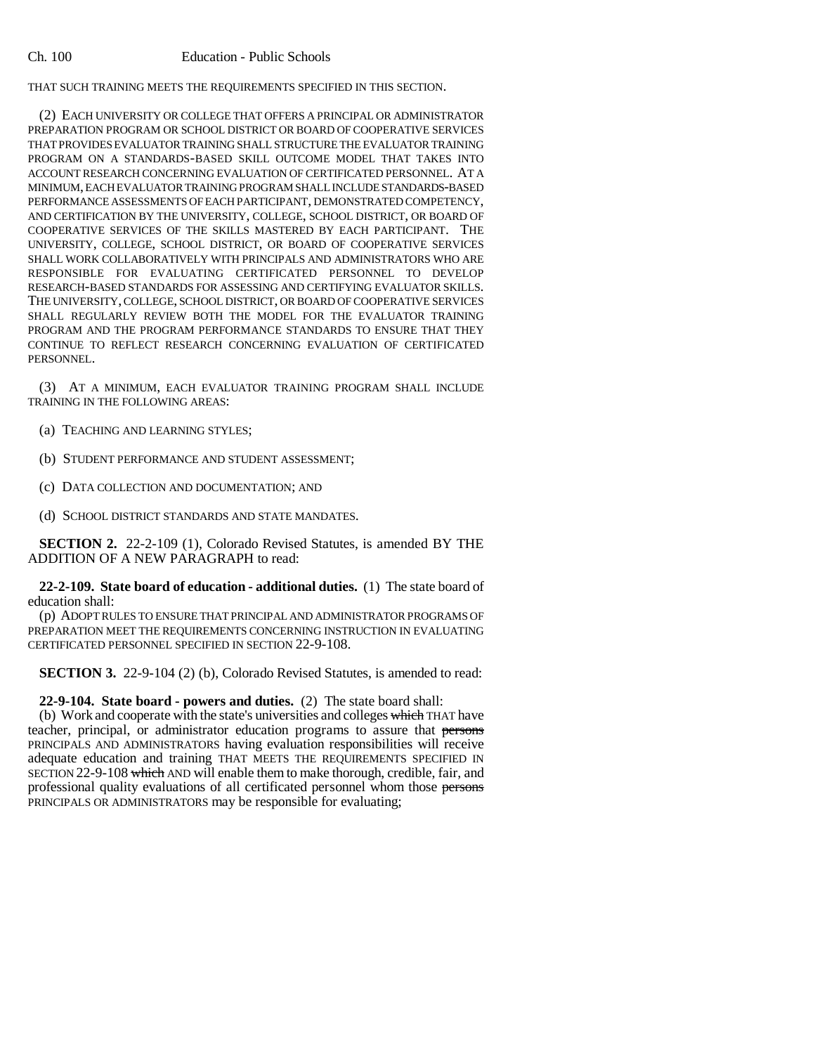THAT SUCH TRAINING MEETS THE REQUIREMENTS SPECIFIED IN THIS SECTION.

(2) EACH UNIVERSITY OR COLLEGE THAT OFFERS A PRINCIPAL OR ADMINISTRATOR PREPARATION PROGRAM OR SCHOOL DISTRICT OR BOARD OF COOPERATIVE SERVICES THAT PROVIDES EVALUATOR TRAINING SHALL STRUCTURE THE EVALUATOR TRAINING PROGRAM ON A STANDARDS-BASED SKILL OUTCOME MODEL THAT TAKES INTO ACCOUNT RESEARCH CONCERNING EVALUATION OF CERTIFICATED PERSONNEL. AT A MINIMUM, EACH EVALUATOR TRAINING PROGRAM SHALL INCLUDE STANDARDS-BASED PERFORMANCE ASSESSMENTS OF EACH PARTICIPANT, DEMONSTRATED COMPETENCY, AND CERTIFICATION BY THE UNIVERSITY, COLLEGE, SCHOOL DISTRICT, OR BOARD OF COOPERATIVE SERVICES OF THE SKILLS MASTERED BY EACH PARTICIPANT. THE UNIVERSITY, COLLEGE, SCHOOL DISTRICT, OR BOARD OF COOPERATIVE SERVICES SHALL WORK COLLABORATIVELY WITH PRINCIPALS AND ADMINISTRATORS WHO ARE RESPONSIBLE FOR EVALUATING CERTIFICATED PERSONNEL TO DEVELOP RESEARCH-BASED STANDARDS FOR ASSESSING AND CERTIFYING EVALUATOR SKILLS. THE UNIVERSITY, COLLEGE, SCHOOL DISTRICT, OR BOARD OF COOPERATIVE SERVICES SHALL REGULARLY REVIEW BOTH THE MODEL FOR THE EVALUATOR TRAINING PROGRAM AND THE PROGRAM PERFORMANCE STANDARDS TO ENSURE THAT THEY CONTINUE TO REFLECT RESEARCH CONCERNING EVALUATION OF CERTIFICATED PERSONNEL.

(3) AT A MINIMUM, EACH EVALUATOR TRAINING PROGRAM SHALL INCLUDE TRAINING IN THE FOLLOWING AREAS:

(a) TEACHING AND LEARNING STYLES;

(b) STUDENT PERFORMANCE AND STUDENT ASSESSMENT;

(c) DATA COLLECTION AND DOCUMENTATION; AND

(d) SCHOOL DISTRICT STANDARDS AND STATE MANDATES.

**SECTION 2.** 22-2-109 (1), Colorado Revised Statutes, is amended BY THE ADDITION OF A NEW PARAGRAPH to read:

**22-2-109. State board of education - additional duties.** (1) The state board of education shall:

(p) ADOPT RULES TO ENSURE THAT PRINCIPAL AND ADMINISTRATOR PROGRAMS OF PREPARATION MEET THE REQUIREMENTS CONCERNING INSTRUCTION IN EVALUATING CERTIFICATED PERSONNEL SPECIFIED IN SECTION 22-9-108.

**SECTION 3.** 22-9-104 (2) (b), Colorado Revised Statutes, is amended to read:

**22-9-104. State board - powers and duties.** (2) The state board shall:

(b) Work and cooperate with the state's universities and colleges ~~which~~ THAT have teacher, principal, or administrator education programs to assure that ~~persons~~ PRINCIPALS AND ADMINISTRATORS having evaluation responsibilities will receive adequate education and training THAT MEETS THE REQUIREMENTS SPECIFIED IN SECTION 22-9-108 ~~which~~ AND will enable them to make thorough, credible, fair, and professional quality evaluations of all certificated personnel whom those ~~persons~~ PRINCIPALS OR ADMINISTRATORS may be responsible for evaluating;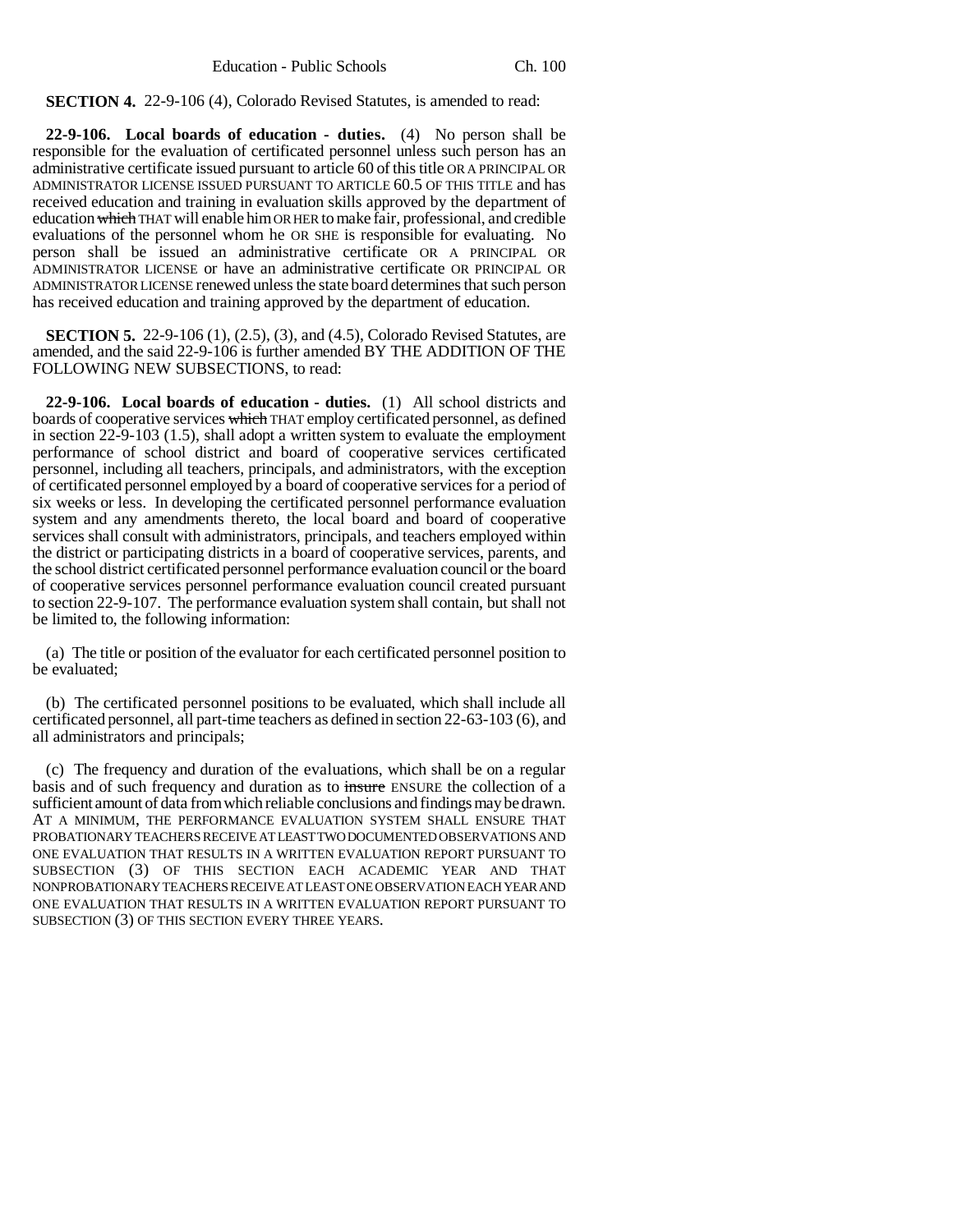**SECTION 4.** 22-9-106 (4), Colorado Revised Statutes, is amended to read:

**22-9-106. Local boards of education - duties.** (4) No person shall be responsible for the evaluation of certificated personnel unless such person has an administrative certificate issued pursuant to article 60 of this title OR A PRINCIPAL OR ADMINISTRATOR LICENSE ISSUED PURSUANT TO ARTICLE 60.5 OF THIS TITLE and has received education and training in evaluation skills approved by the department of education ~~which~~ THAT will enable him OR HER to make fair, professional, and credible evaluations of the personnel whom he OR SHE is responsible for evaluating. No person shall be issued an administrative certificate OR A PRINCIPAL OR ADMINISTRATOR LICENSE or have an administrative certificate OR PRINCIPAL OR ADMINISTRATOR LICENSE renewed unless the state board determines that such person has received education and training approved by the department of education.

**SECTION 5.** 22-9-106 (1), (2.5), (3), and (4.5), Colorado Revised Statutes, are amended, and the said 22-9-106 is further amended BY THE ADDITION OF THE FOLLOWING NEW SUBSECTIONS, to read:

**22-9-106. Local boards of education - duties.** (1) All school districts and boards of cooperative services ~~which~~ THAT employ certificated personnel, as defined in section 22-9-103 (1.5), shall adopt a written system to evaluate the employment performance of school district and board of cooperative services certificated personnel, including all teachers, principals, and administrators, with the exception of certificated personnel employed by a board of cooperative services for a period of six weeks or less. In developing the certificated personnel performance evaluation system and any amendments thereto, the local board and board of cooperative services shall consult with administrators, principals, and teachers employed within the district or participating districts in a board of cooperative services, parents, and the school district certificated personnel performance evaluation council or the board of cooperative services personnel performance evaluation council created pursuant to section 22-9-107. The performance evaluation system shall contain, but shall not be limited to, the following information:

(a) The title or position of the evaluator for each certificated personnel position to be evaluated;

(b) The certificated personnel positions to be evaluated, which shall include all certificated personnel, all part-time teachers as defined in section 22-63-103 (6), and all administrators and principals;

(c) The frequency and duration of the evaluations, which shall be on a regular basis and of such frequency and duration as to ~~insure~~ ENSURE the collection of a sufficient amount of data from which reliable conclusions and findings may be drawn. AT A MINIMUM, THE PERFORMANCE EVALUATION SYSTEM SHALL ENSURE THAT PROBATIONARY TEACHERS RECEIVE AT LEAST TWO DOCUMENTED OBSERVATIONS AND ONE EVALUATION THAT RESULTS IN A WRITTEN EVALUATION REPORT PURSUANT TO SUBSECTION (3) OF THIS SECTION EACH ACADEMIC YEAR AND THAT NONPROBATIONARY TEACHERS RECEIVE AT LEAST ONE OBSERVATION EACH YEAR AND ONE EVALUATION THAT RESULTS IN A WRITTEN EVALUATION REPORT PURSUANT TO SUBSECTION (3) OF THIS SECTION EVERY THREE YEARS.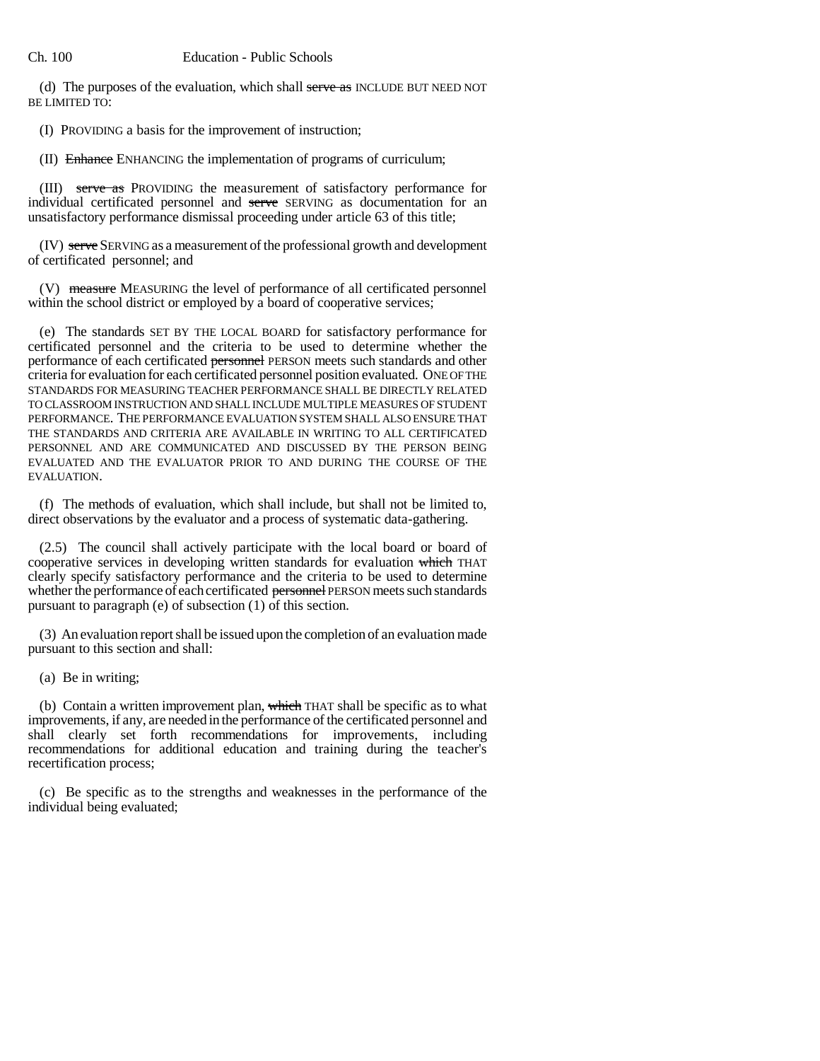(d) The purposes of the evaluation, which shall ~~serve as~~ INCLUDE BUT NEED NOT BE LIMITED TO:

(I) PROVIDING a basis for the improvement of instruction;

(II) ~~Enhance~~ ENHANCING the implementation of programs of curriculum;

(III) ~~serve as~~ PROVIDING the measurement of satisfactory performance for individual certificated personnel and ~~serve~~ SERVING as documentation for an unsatisfactory performance dismissal proceeding under article 63 of this title;

(IV) ~~serve~~ SERVING as a measurement of the professional growth and development of certificated personnel; and

(V) ~~measure~~ MEASURING the level of performance of all certificated personnel within the school district or employed by a board of cooperative services;

(e) The standards SET BY THE LOCAL BOARD for satisfactory performance for certificated personnel and the criteria to be used to determine whether the performance of each certificated ~~personnel~~ PERSON meets such standards and other criteria for evaluation for each certificated personnel position evaluated. ONE OF THE STANDARDS FOR MEASURING TEACHER PERFORMANCE SHALL BE DIRECTLY RELATED TO CLASSROOM INSTRUCTION AND SHALL INCLUDE MULTIPLE MEASURES OF STUDENT PERFORMANCE. THE PERFORMANCE EVALUATION SYSTEM SHALL ALSO ENSURE THAT THE STANDARDS AND CRITERIA ARE AVAILABLE IN WRITING TO ALL CERTIFICATED PERSONNEL AND ARE COMMUNICATED AND DISCUSSED BY THE PERSON BEING EVALUATED AND THE EVALUATOR PRIOR TO AND DURING THE COURSE OF THE EVALUATION.

(f) The methods of evaluation, which shall include, but shall not be limited to, direct observations by the evaluator and a process of systematic data-gathering.

(2.5) The council shall actively participate with the local board or board of cooperative services in developing written standards for evaluation ~~which~~ THAT clearly specify satisfactory performance and the criteria to be used to determine whether the performance of each certificated ~~personnel~~ PERSON meets such standards pursuant to paragraph (e) of subsection (1) of this section.

(3) An evaluation report shall be issued upon the completion of an evaluation made pursuant to this section and shall:

(a) Be in writing;

(b) Contain a written improvement plan, ~~which~~ THAT shall be specific as to what improvements, if any, are needed in the performance of the certificated personnel and shall clearly set forth recommendations for improvements, including recommendations for additional education and training during the teacher's recertification process;

(c) Be specific as to the strengths and weaknesses in the performance of the individual being evaluated;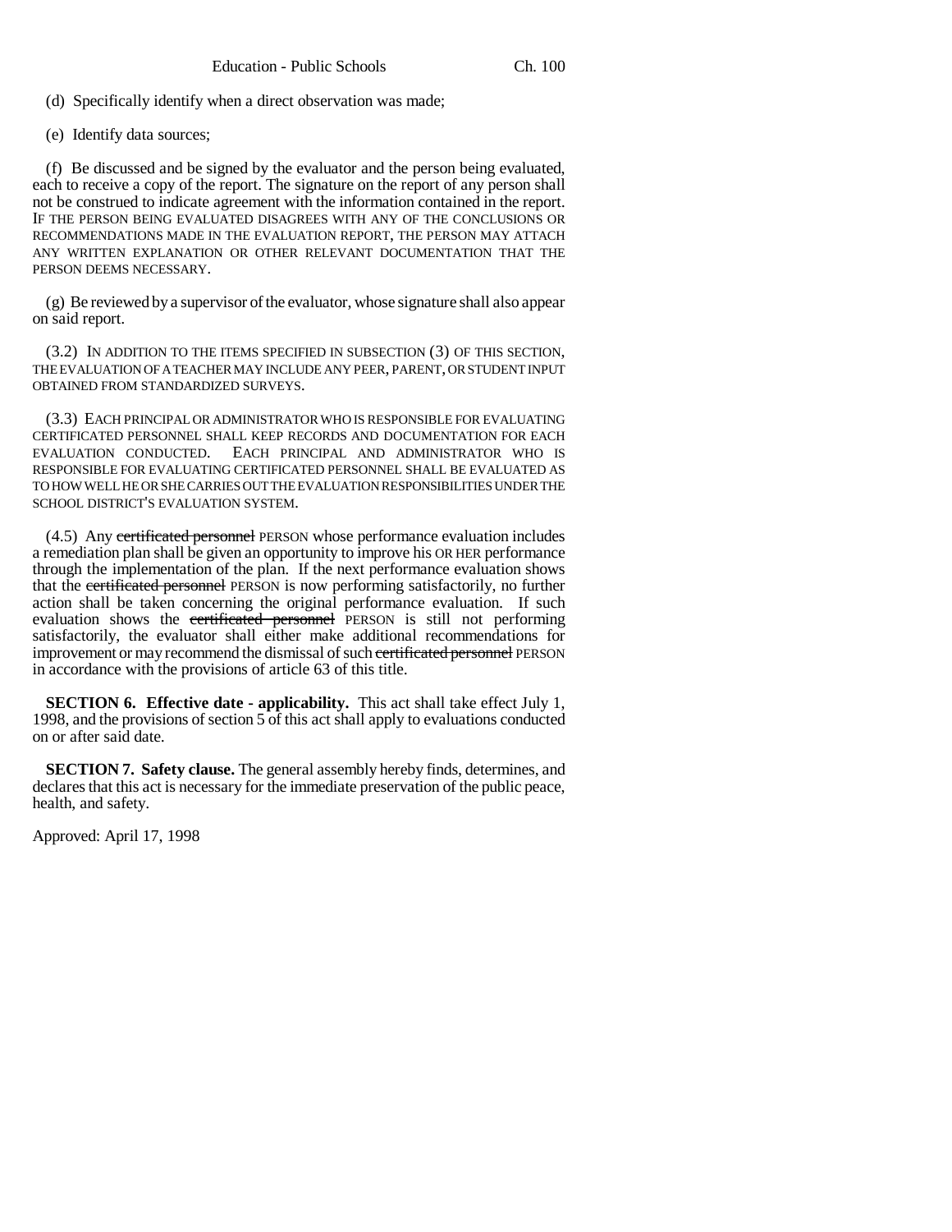(d) Specifically identify when a direct observation was made;

(e) Identify data sources;

(f) Be discussed and be signed by the evaluator and the person being evaluated, each to receive a copy of the report. The signature on the report of any person shall not be construed to indicate agreement with the information contained in the report. IF THE PERSON BEING EVALUATED DISAGREES WITH ANY OF THE CONCLUSIONS OR RECOMMENDATIONS MADE IN THE EVALUATION REPORT, THE PERSON MAY ATTACH ANY WRITTEN EXPLANATION OR OTHER RELEVANT DOCUMENTATION THAT THE PERSON DEEMS NECESSARY.

(g) Be reviewed by a supervisor of the evaluator, whose signature shall also appear on said report.

(3.2) IN ADDITION TO THE ITEMS SPECIFIED IN SUBSECTION (3) OF THIS SECTION, THE EVALUATION OF A TEACHER MAY INCLUDE ANY PEER, PARENT, OR STUDENT INPUT OBTAINED FROM STANDARDIZED SURVEYS.

(3.3) EACH PRINCIPAL OR ADMINISTRATOR WHO IS RESPONSIBLE FOR EVALUATING CERTIFICATED PERSONNEL SHALL KEEP RECORDS AND DOCUMENTATION FOR EACH EVALUATION CONDUCTED. EACH PRINCIPAL AND ADMINISTRATOR WHO IS RESPONSIBLE FOR EVALUATING CERTIFICATED PERSONNEL SHALL BE EVALUATED AS TO HOW WELL HE OR SHE CARRIES OUT THE EVALUATION RESPONSIBILITIES UNDER THE SCHOOL DISTRICT'S EVALUATION SYSTEM.

(4.5) Any ~~certificated personnel~~ PERSON whose performance evaluation includes a remediation plan shall be given an opportunity to improve his OR HER performance through the implementation of the plan. If the next performance evaluation shows that the ~~certificated personnel~~ PERSON is now performing satisfactorily, no further action shall be taken concerning the original performance evaluation. If such evaluation shows the ~~certificated personnel~~ PERSON is still not performing satisfactorily, the evaluator shall either make additional recommendations for improvement or may recommend the dismissal of such ~~certificated personnel~~ PERSON in accordance with the provisions of article 63 of this title.

**SECTION 6. Effective date - applicability.** This act shall take effect July 1, 1998, and the provisions of section 5 of this act shall apply to evaluations conducted on or after said date.

**SECTION 7. Safety clause.** The general assembly hereby finds, determines, and declares that this act is necessary for the immediate preservation of the public peace, health, and safety.

Approved: April 17, 1998